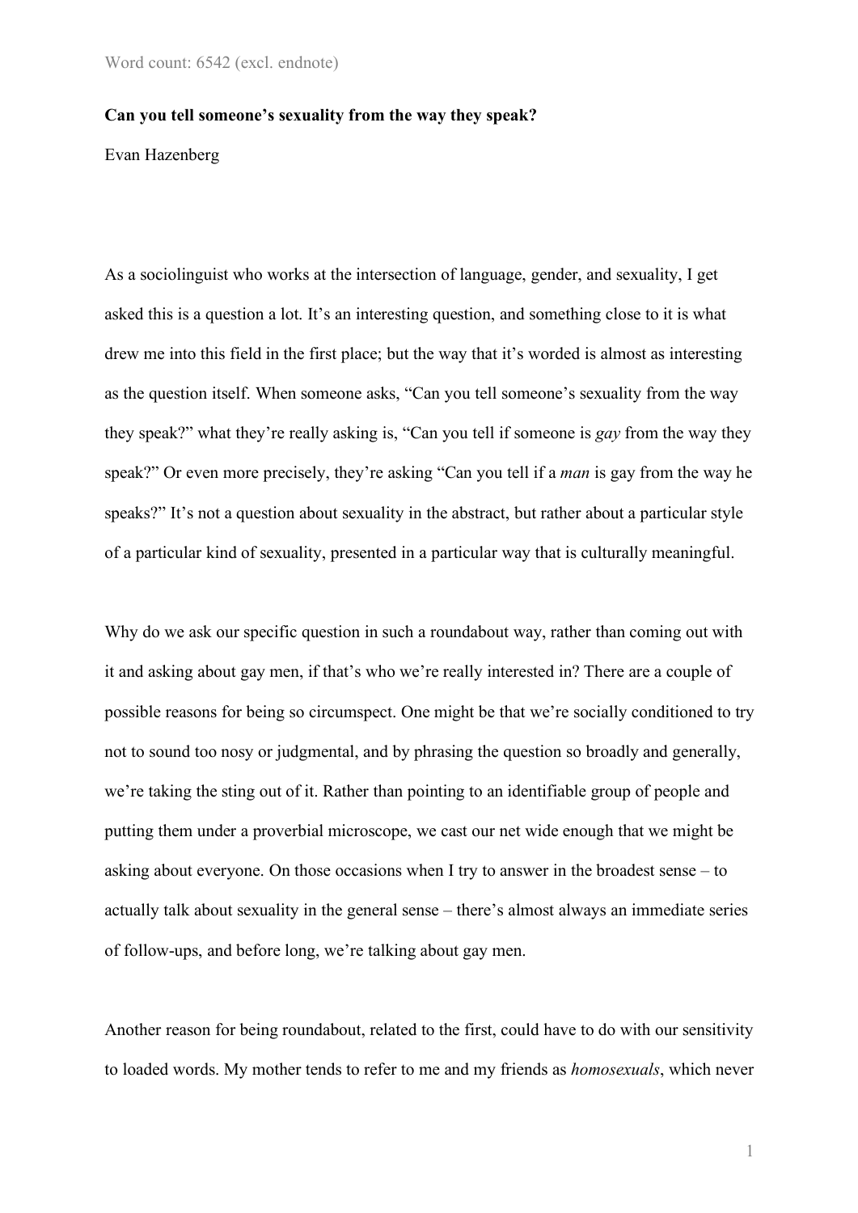Word count: 6542 (excl. endnote)

**Can you tell someone's sexuality from the way they speak?**

Evan Hazenberg

As a sociolinguist who works at the intersection of language, gender, and sexuality, I get asked this is a question a lot. It's an interesting question, and something close to it is what drew me into this field in the first place; but the way that it's worded is almost as interesting as the question itself. When someone asks, "Can you tell someone's sexuality from the way they speak?" what they're really asking is, "Can you tell if someone is *gay* from the way they speak?" Or even more precisely, they're asking "Can you tell if a *man* is gay from the way he speaks?" It's not a question about sexuality in the abstract, but rather about a particular style of a particular kind of sexuality, presented in a particular way that is culturally meaningful.

Why do we ask our specific question in such a roundabout way, rather than coming out with it and asking about gay men, if that's who we're really interested in? There are a couple of possible reasons for being so circumspect. One might be that we're socially conditioned to try not to sound too nosy or judgmental, and by phrasing the question so broadly and generally, we're taking the sting out of it. Rather than pointing to an identifiable group of people and putting them under a proverbial microscope, we cast our net wide enough that we might be asking about everyone. On those occasions when I try to answer in the broadest sense – to actually talk about sexuality in the general sense – there's almost always an immediate series of follow-ups, and before long, we're talking about gay men.

Another reason for being roundabout, related to the first, could have to do with our sensitivity to loaded words. My mother tends to refer to me and my friends as *homosexuals*, which never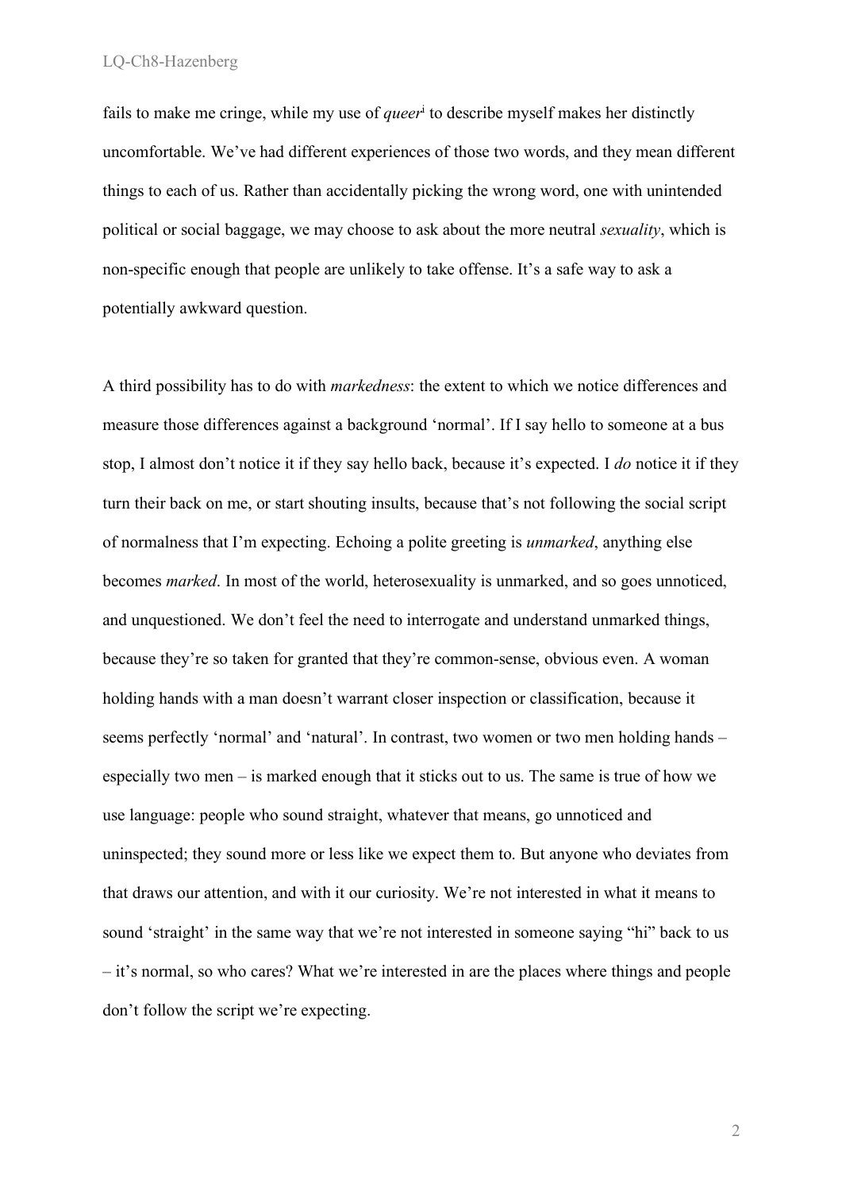fails to make me cringe, while my use of *queer*[i] to describe myself makes her distinctly uncomfortable. We've had different experiences of those two words, and they mean different things to each of us. Rather than accidentally picking the wrong word, one with unintended political or social baggage, we may choose to ask about the more neutral *sexuality*, which is non-specific enough that people are unlikely to take offense. It's a safe way to ask a potentially awkward question.

A third possibility has to do with *markedness*: the extent to which we notice differences and measure those differences against a background 'normal'. If I say hello to someone at a bus stop, I almost don't notice it if they say hello back, because it's expected. I *do* notice it if they turn their back on me, or start shouting insults, because that's not following the social script of normalness that I'm expecting. Echoing a polite greeting is *unmarked*, anything else becomes *marked*. In most of the world, heterosexuality is unmarked, and so goes unnoticed, and unquestioned. We don't feel the need to interrogate and understand unmarked things, because they're so taken for granted that they're common-sense, obvious even. A woman holding hands with a man doesn't warrant closer inspection or classification, because it seems perfectly 'normal' and 'natural'. In contrast, two women or two men holding hands – especially two men – is marked enough that it sticks out to us. The same is true of how we use language: people who sound straight, whatever that means, go unnoticed and uninspected; they sound more or less like we expect them to. But anyone who deviates from that draws our attention, and with it our curiosity. We're not interested in what it means to sound 'straight' in the same way that we're not interested in someone saying "hi" back to us – it's normal, so who cares? What we're interested in are the places where things and people don't follow the script we're expecting.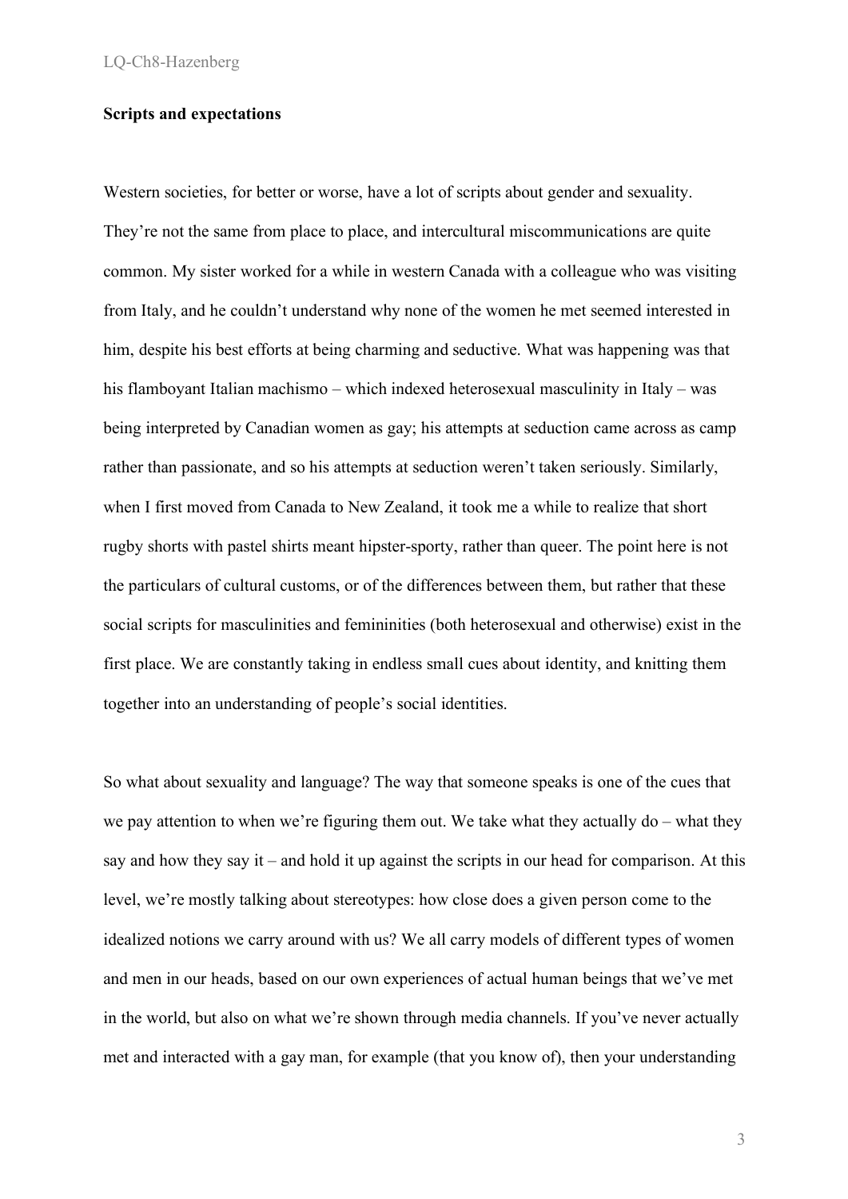**Scripts and expectations**

Western societies, for better or worse, have a lot of scripts about gender and sexuality. They're not the same from place to place, and intercultural miscommunications are quite common. My sister worked for a while in western Canada with a colleague who was visiting from Italy, and he couldn't understand why none of the women he met seemed interested in him, despite his best efforts at being charming and seductive. What was happening was that his flamboyant Italian machismo – which indexed heterosexual masculinity in Italy – was being interpreted by Canadian women as gay; his attempts at seduction came across as camp rather than passionate, and so his attempts at seduction weren't taken seriously. Similarly, when I first moved from Canada to New Zealand, it took me a while to realize that short rugby shorts with pastel shirts meant hipster-sporty, rather than queer. The point here is not the particulars of cultural customs, or of the differences between them, but rather that these social scripts for masculinities and femininities (both heterosexual and otherwise) exist in the first place. We are constantly taking in endless small cues about identity, and knitting them together into an understanding of people's social identities.

So what about sexuality and language? The way that someone speaks is one of the cues that we pay attention to when we're figuring them out. We take what they actually do – what they say and how they say it – and hold it up against the scripts in our head for comparison. At this level, we're mostly talking about stereotypes: how close does a given person come to the idealized notions we carry around with us? We all carry models of different types of women and men in our heads, based on our own experiences of actual human beings that we've met in the world, but also on what we're shown through media channels. If you've never actually met and interacted with a gay man, for example (that you know of), then your understanding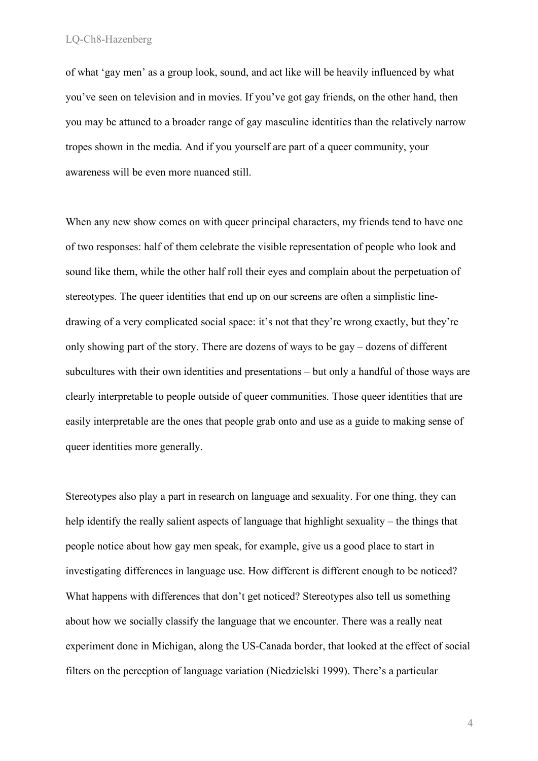of what 'gay men' as a group look, sound, and act like will be heavily influenced by what you've seen on television and in movies. If you've got gay friends, on the other hand, then you may be attuned to a broader range of gay masculine identities than the relatively narrow tropes shown in the media. And if you yourself are part of a queer community, your awareness will be even more nuanced still.

When any new show comes on with queer principal characters, my friends tend to have one of two responses: half of them celebrate the visible representation of people who look and sound like them, while the other half roll their eyes and complain about the perpetuation of stereotypes. The queer identities that end up on our screens are often a simplistic line-drawing of a very complicated social space: it's not that they're wrong exactly, but they're only showing part of the story. There are dozens of ways to be gay – dozens of different subcultures with their own identities and presentations – but only a handful of those ways are clearly interpretable to people outside of queer communities. Those queer identities that are easily interpretable are the ones that people grab onto and use as a guide to making sense of queer identities more generally.

Stereotypes also play a part in research on language and sexuality. For one thing, they can help identify the really salient aspects of language that highlight sexuality – the things that people notice about how gay men speak, for example, give us a good place to start in investigating differences in language use. How different is different enough to be noticed? What happens with differences that don't get noticed? Stereotypes also tell us something about how we socially classify the language that we encounter. There was a really neat experiment done in Michigan, along the US-Canada border, that looked at the effect of social filters on the perception of language variation (Niedzielski 1999). There's a particular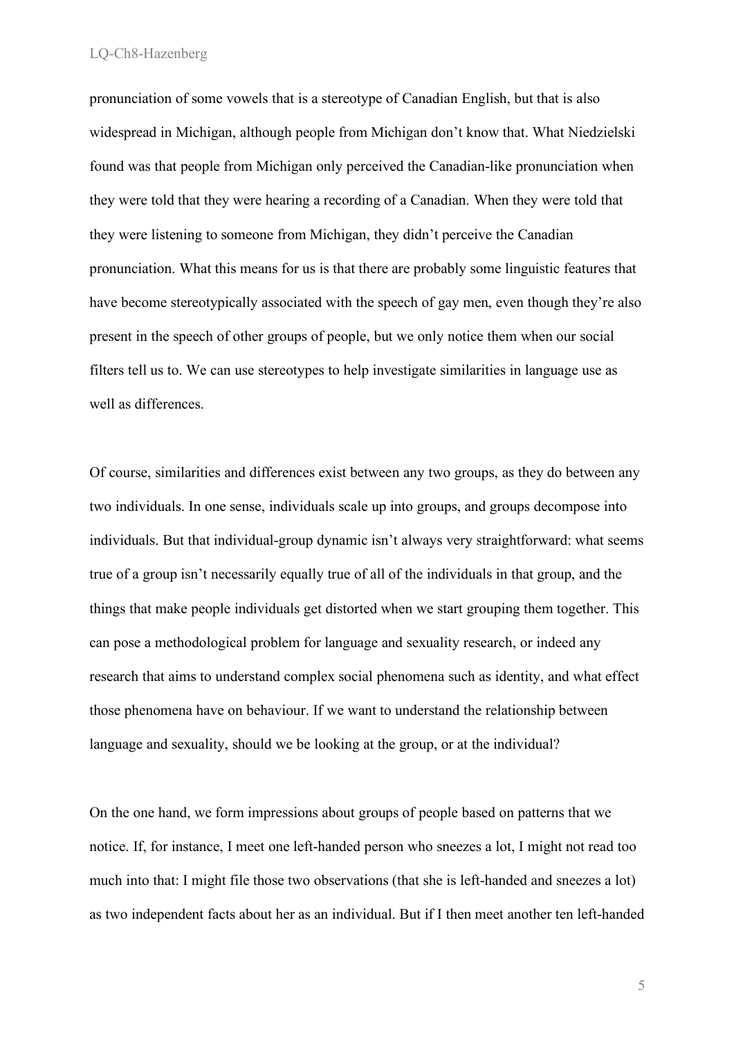pronunciation of some vowels that is a stereotype of Canadian English, but that is also widespread in Michigan, although people from Michigan don't know that. What Niedzielski found was that people from Michigan only perceived the Canadian-like pronunciation when they were told that they were hearing a recording of a Canadian. When they were told that they were listening to someone from Michigan, they didn't perceive the Canadian pronunciation. What this means for us is that there are probably some linguistic features that have become stereotypically associated with the speech of gay men, even though they're also present in the speech of other groups of people, but we only notice them when our social filters tell us to. We can use stereotypes to help investigate similarities in language use as well as differences.

Of course, similarities and differences exist between any two groups, as they do between any two individuals. In one sense, individuals scale up into groups, and groups decompose into individuals. But that individual-group dynamic isn't always very straightforward: what seems true of a group isn't necessarily equally true of all of the individuals in that group, and the things that make people individuals get distorted when we start grouping them together. This can pose a methodological problem for language and sexuality research, or indeed any research that aims to understand complex social phenomena such as identity, and what effect those phenomena have on behaviour. If we want to understand the relationship between language and sexuality, should we be looking at the group, or at the individual?

On the one hand, we form impressions about groups of people based on patterns that we notice. If, for instance, I meet one left-handed person who sneezes a lot, I might not read too much into that: I might file those two observations (that she is left-handed and sneezes a lot) as two independent facts about her as an individual. But if I then meet another ten left-handed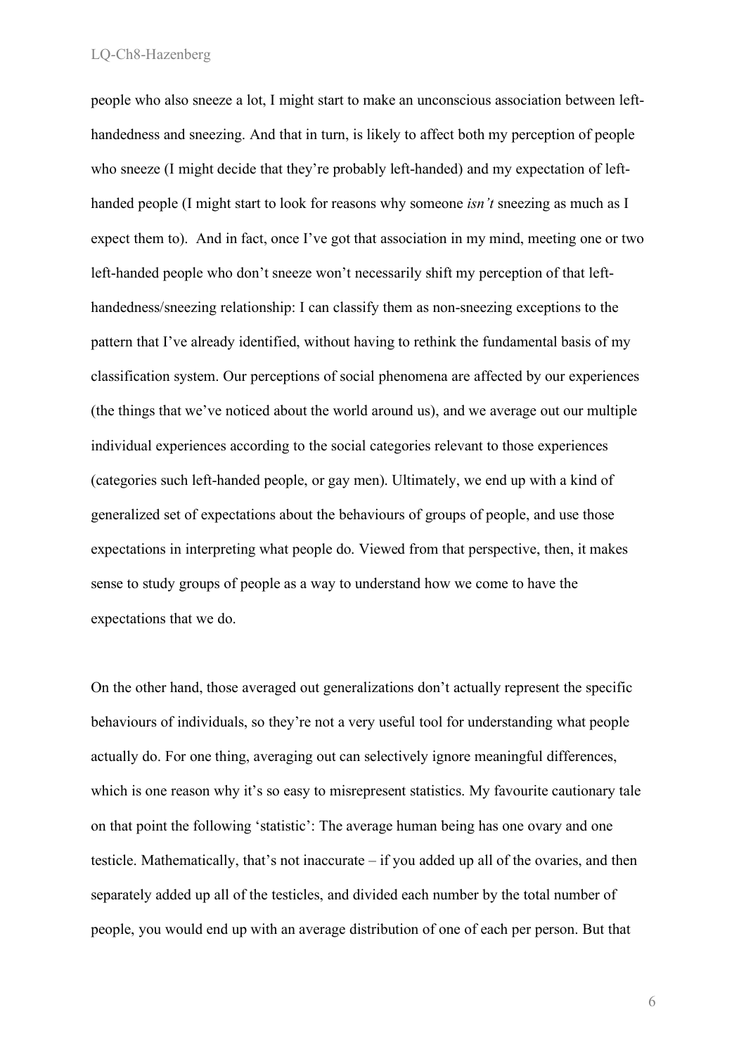people who also sneeze a lot, I might start to make an unconscious association between left-handedness and sneezing. And that in turn, is likely to affect both my perception of people who sneeze (I might decide that they're probably left-handed) and my expectation of left-handed people (I might start to look for reasons why someone *isn't* sneezing as much as I expect them to). And in fact, once I've got that association in my mind, meeting one or two left-handed people who don't sneeze won't necessarily shift my perception of that left-handedness/sneezing relationship: I can classify them as non-sneezing exceptions to the pattern that I've already identified, without having to rethink the fundamental basis of my classification system. Our perceptions of social phenomena are affected by our experiences (the things that we've noticed about the world around us), and we average out our multiple individual experiences according to the social categories relevant to those experiences (categories such left-handed people, or gay men). Ultimately, we end up with a kind of generalized set of expectations about the behaviours of groups of people, and use those expectations in interpreting what people do. Viewed from that perspective, then, it makes sense to study groups of people as a way to understand how we come to have the expectations that we do.

On the other hand, those averaged out generalizations don't actually represent the specific behaviours of individuals, so they're not a very useful tool for understanding what people actually do. For one thing, averaging out can selectively ignore meaningful differences, which is one reason why it's so easy to misrepresent statistics. My favourite cautionary tale on that point the following 'statistic': The average human being has one ovary and one testicle. Mathematically, that's not inaccurate – if you added up all of the ovaries, and then separately added up all of the testicles, and divided each number by the total number of people, you would end up with an average distribution of one of each per person. But that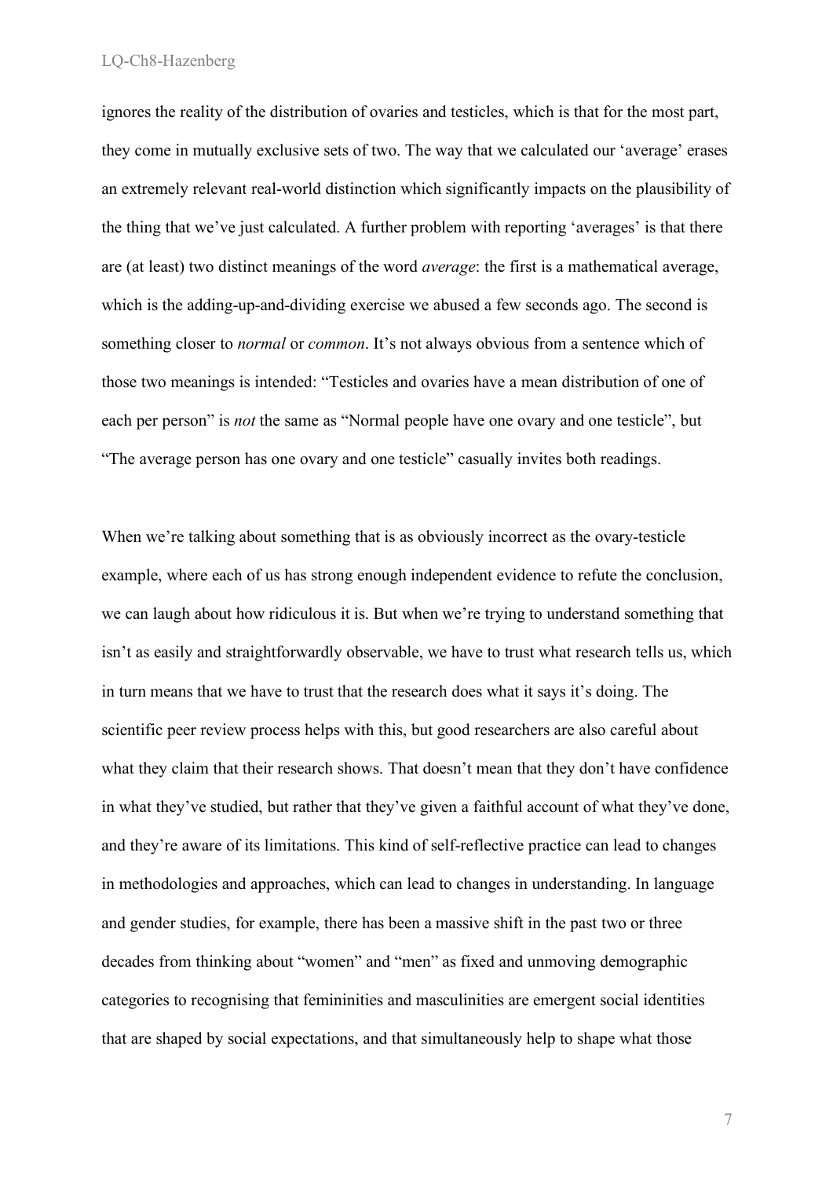ignores the reality of the distribution of ovaries and testicles, which is that for the most part, they come in mutually exclusive sets of two. The way that we calculated our 'average' erases an extremely relevant real-world distinction which significantly impacts on the plausibility of the thing that we've just calculated. A further problem with reporting 'averages' is that there are (at least) two distinct meanings of the word *average*: the first is a mathematical average, which is the adding-up-and-dividing exercise we abused a few seconds ago. The second is something closer to *normal* or *common*. It's not always obvious from a sentence which of those two meanings is intended: "Testicles and ovaries have a mean distribution of one of each per person" is *not* the same as "Normal people have one ovary and one testicle", but "The average person has one ovary and one testicle" casually invites both readings.

When we're talking about something that is as obviously incorrect as the ovary-testicle example, where each of us has strong enough independent evidence to refute the conclusion, we can laugh about how ridiculous it is. But when we're trying to understand something that isn't as easily and straightforwardly observable, we have to trust what research tells us, which in turn means that we have to trust that the research does what it says it's doing. The scientific peer review process helps with this, but good researchers are also careful about what they claim that their research shows. That doesn't mean that they don't have confidence in what they've studied, but rather that they've given a faithful account of what they've done, and they're aware of its limitations. This kind of self-reflective practice can lead to changes in methodologies and approaches, which can lead to changes in understanding. In language and gender studies, for example, there has been a massive shift in the past two or three decades from thinking about "women" and "men" as fixed and unmoving demographic categories to recognising that femininities and masculinities are emergent social identities that are shaped by social expectations, and that simultaneously help to shape what those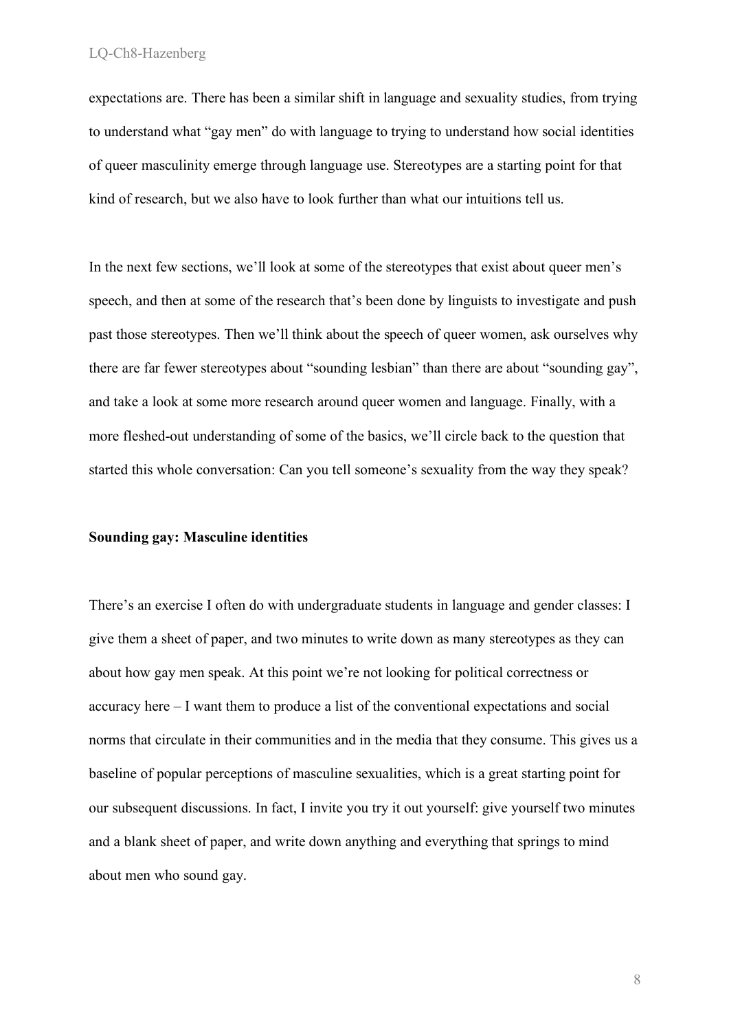expectations are. There has been a similar shift in language and sexuality studies, from trying to understand what "gay men" do with language to trying to understand how social identities of queer masculinity emerge through language use. Stereotypes are a starting point for that kind of research, but we also have to look further than what our intuitions tell us.

In the next few sections, we'll look at some of the stereotypes that exist about queer men's speech, and then at some of the research that's been done by linguists to investigate and push past those stereotypes. Then we'll think about the speech of queer women, ask ourselves why there are far fewer stereotypes about "sounding lesbian" than there are about "sounding gay", and take a look at some more research around queer women and language. Finally, with a more fleshed-out understanding of some of the basics, we'll circle back to the question that started this whole conversation: Can you tell someone's sexuality from the way they speak?

**Sounding gay: Masculine identities**

There's an exercise I often do with undergraduate students in language and gender classes: I give them a sheet of paper, and two minutes to write down as many stereotypes as they can about how gay men speak. At this point we're not looking for political correctness or accuracy here – I want them to produce a list of the conventional expectations and social norms that circulate in their communities and in the media that they consume. This gives us a baseline of popular perceptions of masculine sexualities, which is a great starting point for our subsequent discussions. In fact, I invite you try it out yourself: give yourself two minutes and a blank sheet of paper, and write down anything and everything that springs to mind about men who sound gay.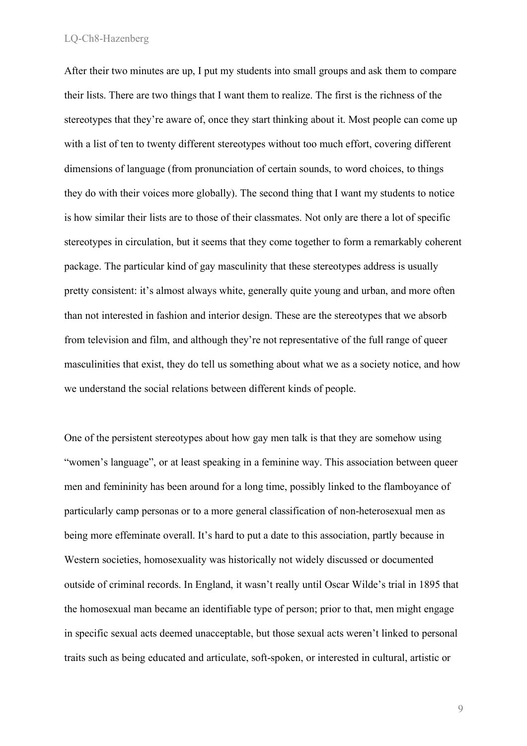After their two minutes are up, I put my students into small groups and ask them to compare their lists. There are two things that I want them to realize. The first is the richness of the stereotypes that they're aware of, once they start thinking about it. Most people can come up with a list of ten to twenty different stereotypes without too much effort, covering different dimensions of language (from pronunciation of certain sounds, to word choices, to things they do with their voices more globally). The second thing that I want my students to notice is how similar their lists are to those of their classmates. Not only are there a lot of specific stereotypes in circulation, but it seems that they come together to form a remarkably coherent package. The particular kind of gay masculinity that these stereotypes address is usually pretty consistent: it's almost always white, generally quite young and urban, and more often than not interested in fashion and interior design. These are the stereotypes that we absorb from television and film, and although they're not representative of the full range of queer masculinities that exist, they do tell us something about what we as a society notice, and how we understand the social relations between different kinds of people.

One of the persistent stereotypes about how gay men talk is that they are somehow using "women's language", or at least speaking in a feminine way. This association between queer men and femininity has been around for a long time, possibly linked to the flamboyance of particularly camp personas or to a more general classification of non-heterosexual men as being more effeminate overall. It's hard to put a date to this association, partly because in Western societies, homosexuality was historically not widely discussed or documented outside of criminal records. In England, it wasn't really until Oscar Wilde's trial in 1895 that the homosexual man became an identifiable type of person; prior to that, men might engage in specific sexual acts deemed unacceptable, but those sexual acts weren't linked to personal traits such as being educated and articulate, soft-spoken, or interested in cultural, artistic or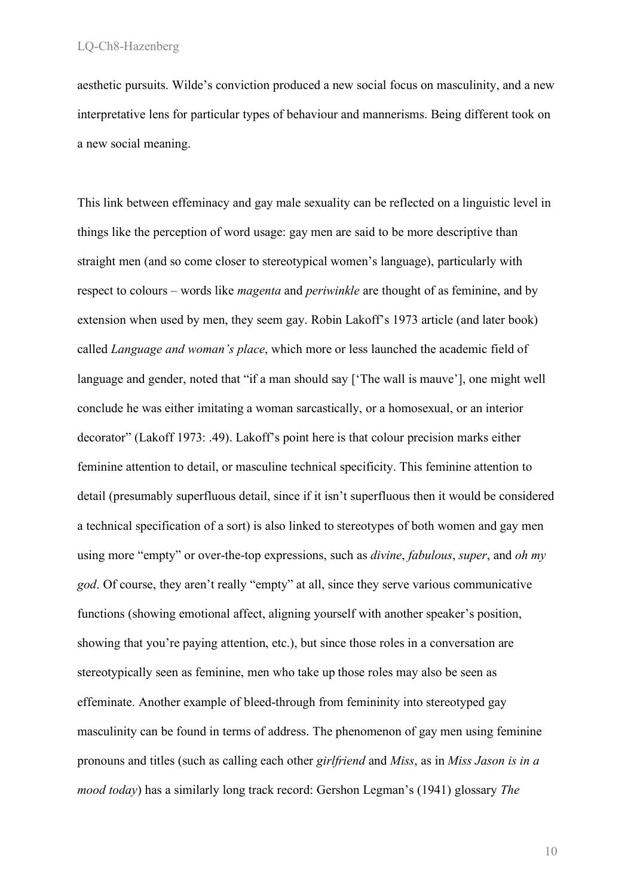aesthetic pursuits. Wilde's conviction produced a new social focus on masculinity, and a new interpretative lens for particular types of behaviour and mannerisms. Being different took on a new social meaning.

This link between effeminacy and gay male sexuality can be reflected on a linguistic level in things like the perception of word usage: gay men are said to be more descriptive than straight men (and so come closer to stereotypical women's language), particularly with respect to colours – words like *magenta* and *periwinkle* are thought of as feminine, and by extension when used by men, they seem gay. Robin Lakoff's 1973 article (and later book) called *Language and woman's place*, which more or less launched the academic field of language and gender, noted that "if a man should say ['The wall is mauve'], one might well conclude he was either imitating a woman sarcastically, or a homosexual, or an interior decorator" (Lakoff 1973: .49). Lakoff's point here is that colour precision marks either feminine attention to detail, or masculine technical specificity. This feminine attention to detail (presumably superfluous detail, since if it isn't superfluous then it would be considered a technical specification of a sort) is also linked to stereotypes of both women and gay men using more "empty" or over-the-top expressions, such as *divine*, *fabulous*, *super*, and *oh my god*. Of course, they aren't really "empty" at all, since they serve various communicative functions (showing emotional affect, aligning yourself with another speaker's position, showing that you're paying attention, etc.), but since those roles in a conversation are stereotypically seen as feminine, men who take up those roles may also be seen as effeminate. Another example of bleed-through from femininity into stereotyped gay masculinity can be found in terms of address. The phenomenon of gay men using feminine pronouns and titles (such as calling each other *girlfriend* and *Miss*, as in *Miss Jason is in a mood today*) has a similarly long track record: Gershon Legman's (1941) glossary *The*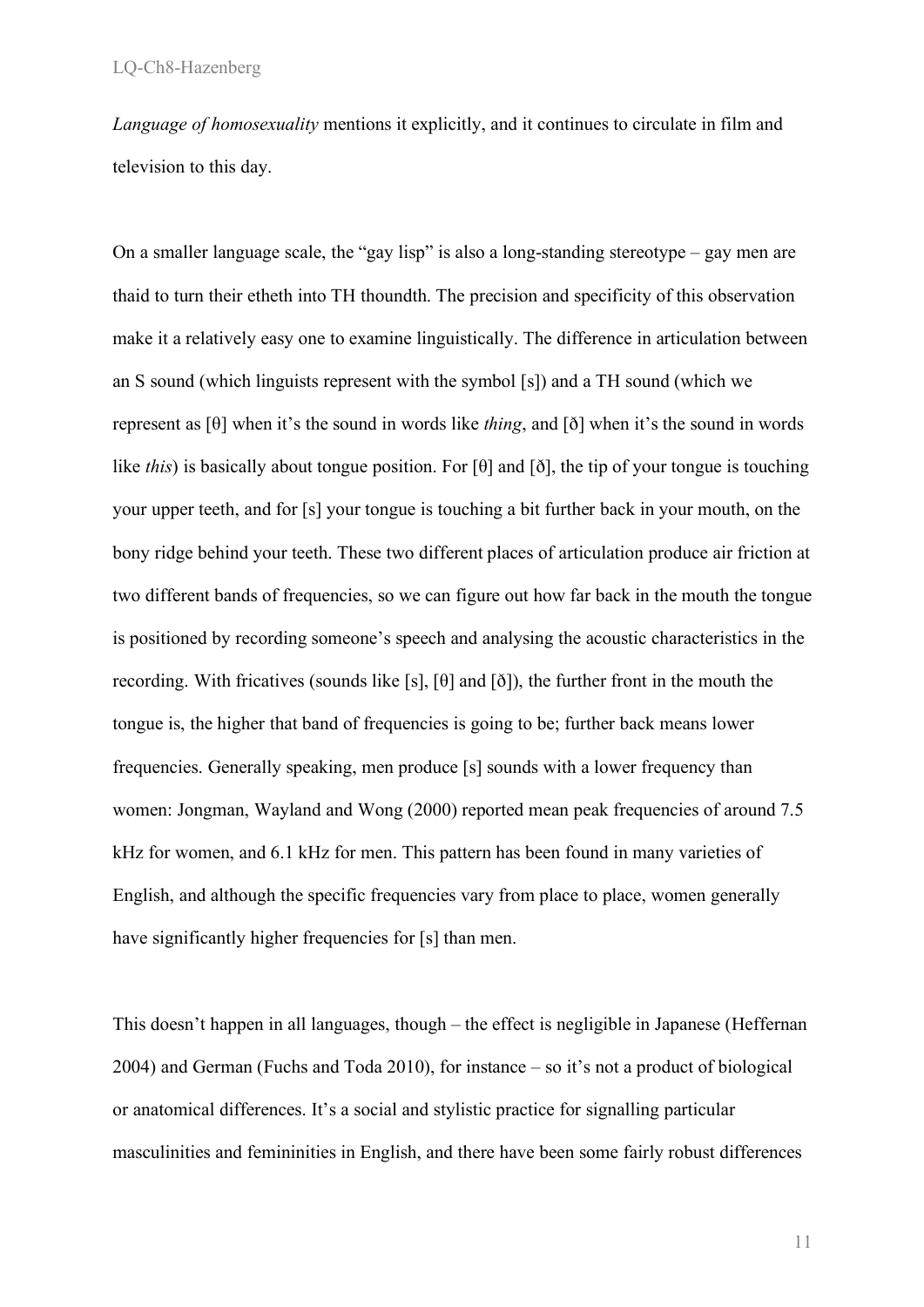*Language of homosexuality* mentions it explicitly, and it continues to circulate in film and television to this day.

On a smaller language scale, the "gay lisp" is also a long-standing stereotype – gay men are thaid to turn their etheth into TH thoundth. The precision and specificity of this observation make it a relatively easy one to examine linguistically. The difference in articulation between an S sound (which linguists represent with the symbol [s]) and a TH sound (which we represent as [θ] when it's the sound in words like *thing*, and [ð] when it's the sound in words like *this*) is basically about tongue position. For [θ] and [ð], the tip of your tongue is touching your upper teeth, and for [s] your tongue is touching a bit further back in your mouth, on the bony ridge behind your teeth. These two different places of articulation produce air friction at two different bands of frequencies, so we can figure out how far back in the mouth the tongue is positioned by recording someone's speech and analysing the acoustic characteristics in the recording. With fricatives (sounds like [s], [θ] and [ð]), the further front in the mouth the tongue is, the higher that band of frequencies is going to be; further back means lower frequencies. Generally speaking, men produce [s] sounds with a lower frequency than women: Jongman, Wayland and Wong (2000) reported mean peak frequencies of around 7.5 kHz for women, and 6.1 kHz for men. This pattern has been found in many varieties of English, and although the specific frequencies vary from place to place, women generally have significantly higher frequencies for [s] than men.

This doesn't happen in all languages, though – the effect is negligible in Japanese (Heffernan 2004) and German (Fuchs and Toda 2010), for instance – so it's not a product of biological or anatomical differences. It's a social and stylistic practice for signalling particular masculinities and femininities in English, and there have been some fairly robust differences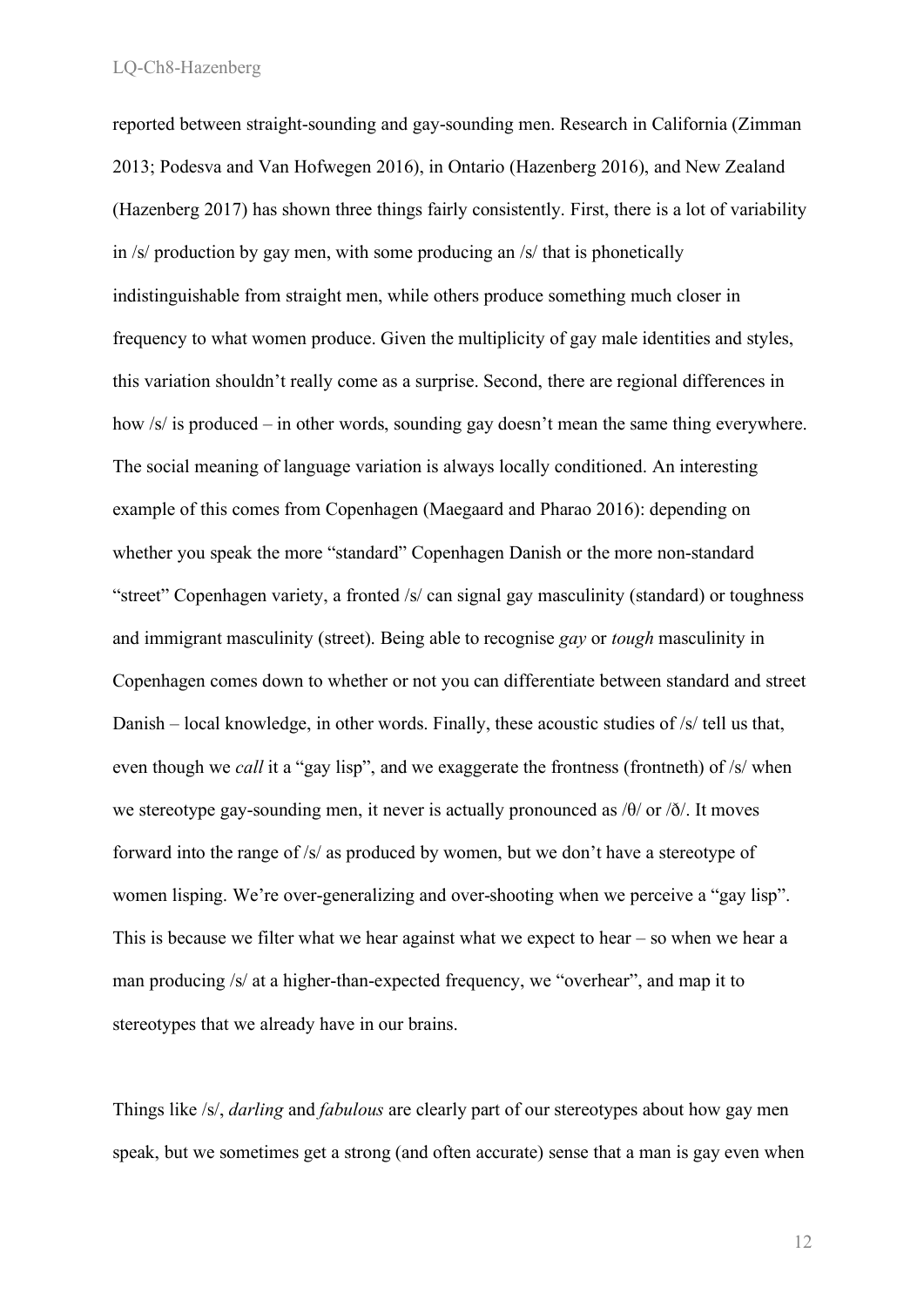reported between straight-sounding and gay-sounding men. Research in California (Zimman 2013; Podesva and Van Hofwegen 2016), in Ontario (Hazenberg 2016), and New Zealand (Hazenberg 2017) has shown three things fairly consistently. First, there is a lot of variability in /s/ production by gay men, with some producing an /s/ that is phonetically indistinguishable from straight men, while others produce something much closer in frequency to what women produce. Given the multiplicity of gay male identities and styles, this variation shouldn't really come as a surprise. Second, there are regional differences in how /s/ is produced – in other words, sounding gay doesn't mean the same thing everywhere. The social meaning of language variation is always locally conditioned. An interesting example of this comes from Copenhagen (Maegaard and Pharao 2016): depending on whether you speak the more "standard" Copenhagen Danish or the more non-standard "street" Copenhagen variety, a fronted /s/ can signal gay masculinity (standard) or toughness and immigrant masculinity (street). Being able to recognise *gay* or *tough* masculinity in Copenhagen comes down to whether or not you can differentiate between standard and street Danish – local knowledge, in other words. Finally, these acoustic studies of /s/ tell us that, even though we *call* it a "gay lisp", and we exaggerate the frontness (frontneth) of /s/ when we stereotype gay-sounding men, it never is actually pronounced as /θ/ or /ð/. It moves forward into the range of /s/ as produced by women, but we don't have a stereotype of women lisping. We're over-generalizing and over-shooting when we perceive a "gay lisp". This is because we filter what we hear against what we expect to hear – so when we hear a man producing /s/ at a higher-than-expected frequency, we "overhear", and map it to stereotypes that we already have in our brains.

Things like /s/, *darling* and *fabulous* are clearly part of our stereotypes about how gay men speak, but we sometimes get a strong (and often accurate) sense that a man is gay even when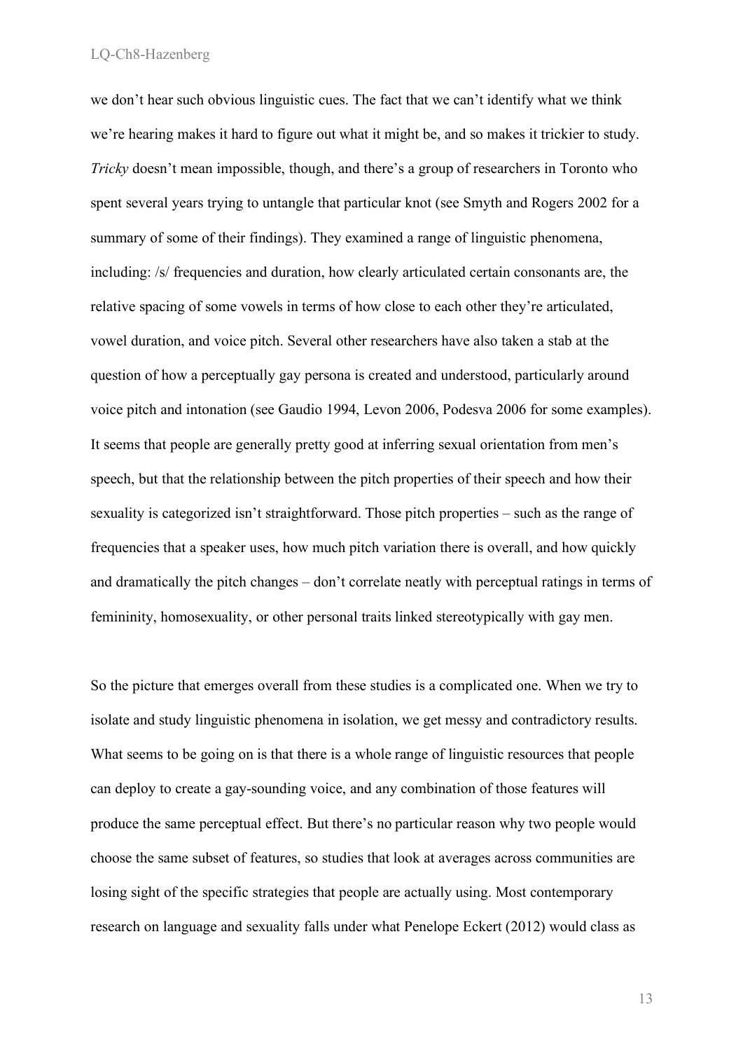we don't hear such obvious linguistic cues. The fact that we can't identify what we think we're hearing makes it hard to figure out what it might be, and so makes it trickier to study. *Tricky* doesn't mean impossible, though, and there's a group of researchers in Toronto who spent several years trying to untangle that particular knot (see Smyth and Rogers 2002 for a summary of some of their findings). They examined a range of linguistic phenomena, including: /s/ frequencies and duration, how clearly articulated certain consonants are, the relative spacing of some vowels in terms of how close to each other they're articulated, vowel duration, and voice pitch. Several other researchers have also taken a stab at the question of how a perceptually gay persona is created and understood, particularly around voice pitch and intonation (see Gaudio 1994, Levon 2006, Podesva 2006 for some examples). It seems that people are generally pretty good at inferring sexual orientation from men's speech, but that the relationship between the pitch properties of their speech and how their sexuality is categorized isn't straightforward. Those pitch properties – such as the range of frequencies that a speaker uses, how much pitch variation there is overall, and how quickly and dramatically the pitch changes – don't correlate neatly with perceptual ratings in terms of femininity, homosexuality, or other personal traits linked stereotypically with gay men.

So the picture that emerges overall from these studies is a complicated one. When we try to isolate and study linguistic phenomena in isolation, we get messy and contradictory results. What seems to be going on is that there is a whole range of linguistic resources that people can deploy to create a gay-sounding voice, and any combination of those features will produce the same perceptual effect. But there's no particular reason why two people would choose the same subset of features, so studies that look at averages across communities are losing sight of the specific strategies that people are actually using. Most contemporary research on language and sexuality falls under what Penelope Eckert (2012) would class as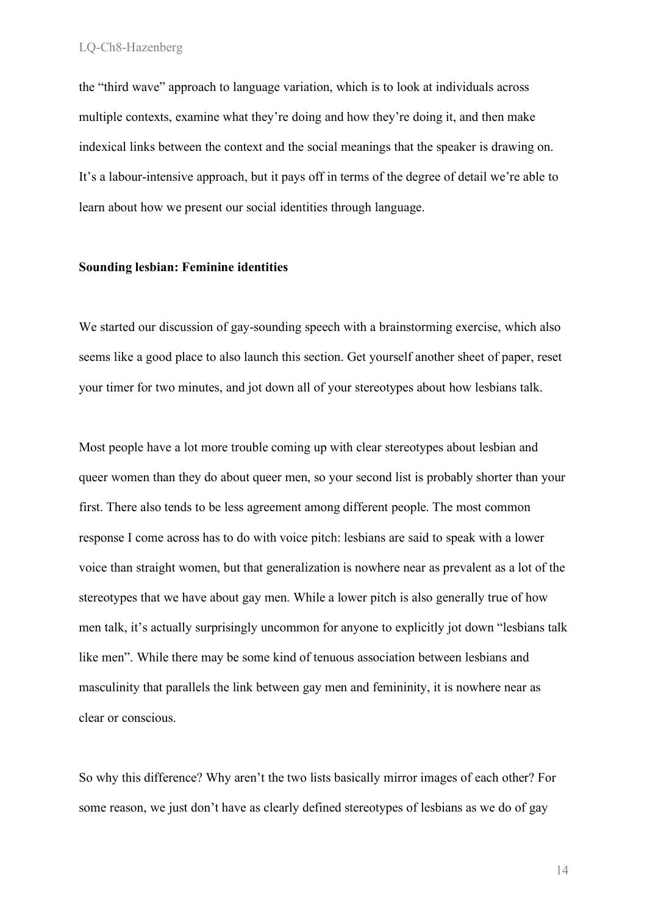the "third wave" approach to language variation, which is to look at individuals across multiple contexts, examine what they're doing and how they're doing it, and then make indexical links between the context and the social meanings that the speaker is drawing on. It's a labour-intensive approach, but it pays off in terms of the degree of detail we're able to learn about how we present our social identities through language.

**Sounding lesbian: Feminine identities**

We started our discussion of gay-sounding speech with a brainstorming exercise, which also seems like a good place to also launch this section. Get yourself another sheet of paper, reset your timer for two minutes, and jot down all of your stereotypes about how lesbians talk.

Most people have a lot more trouble coming up with clear stereotypes about lesbian and queer women than they do about queer men, so your second list is probably shorter than your first. There also tends to be less agreement among different people. The most common response I come across has to do with voice pitch: lesbians are said to speak with a lower voice than straight women, but that generalization is nowhere near as prevalent as a lot of the stereotypes that we have about gay men. While a lower pitch is also generally true of how men talk, it's actually surprisingly uncommon for anyone to explicitly jot down "lesbians talk like men". While there may be some kind of tenuous association between lesbians and masculinity that parallels the link between gay men and femininity, it is nowhere near as clear or conscious.

So why this difference? Why aren't the two lists basically mirror images of each other? For some reason, we just don't have as clearly defined stereotypes of lesbians as we do of gay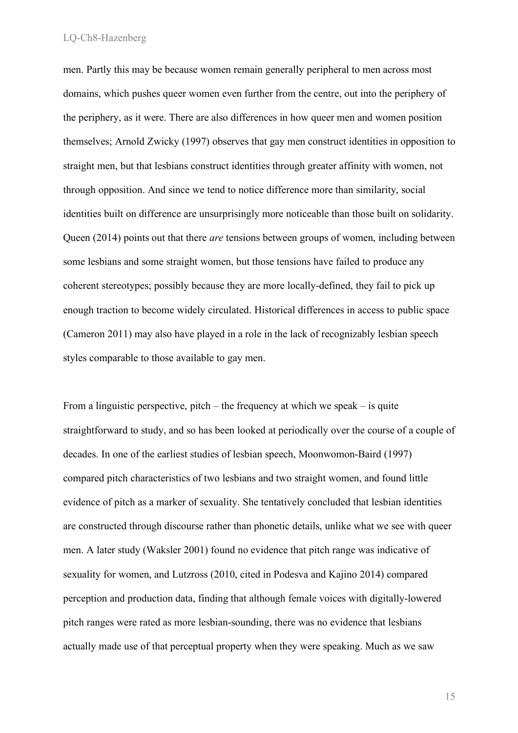men. Partly this may be because women remain generally peripheral to men across most domains, which pushes queer women even further from the centre, out into the periphery of the periphery, as it were. There are also differences in how queer men and women position themselves; Arnold Zwicky (1997) observes that gay men construct identities in opposition to straight men, but that lesbians construct identities through greater affinity with women, not through opposition. And since we tend to notice difference more than similarity, social identities built on difference are unsurprisingly more noticeable than those built on solidarity. Queen (2014) points out that there *are* tensions between groups of women, including between some lesbians and some straight women, but those tensions have failed to produce any coherent stereotypes; possibly because they are more locally-defined, they fail to pick up enough traction to become widely circulated. Historical differences in access to public space (Cameron 2011) may also have played in a role in the lack of recognizably lesbian speech styles comparable to those available to gay men.

From a linguistic perspective, pitch – the frequency at which we speak – is quite straightforward to study, and so has been looked at periodically over the course of a couple of decades. In one of the earliest studies of lesbian speech, Moonwomon-Baird (1997) compared pitch characteristics of two lesbians and two straight women, and found little evidence of pitch as a marker of sexuality. She tentatively concluded that lesbian identities are constructed through discourse rather than phonetic details, unlike what we see with queer men. A later study (Waksler 2001) found no evidence that pitch range was indicative of sexuality for women, and Lutzross (2010, cited in Podesva and Kajino 2014) compared perception and production data, finding that although female voices with digitally-lowered pitch ranges were rated as more lesbian-sounding, there was no evidence that lesbians actually made use of that perceptual property when they were speaking. Much as we saw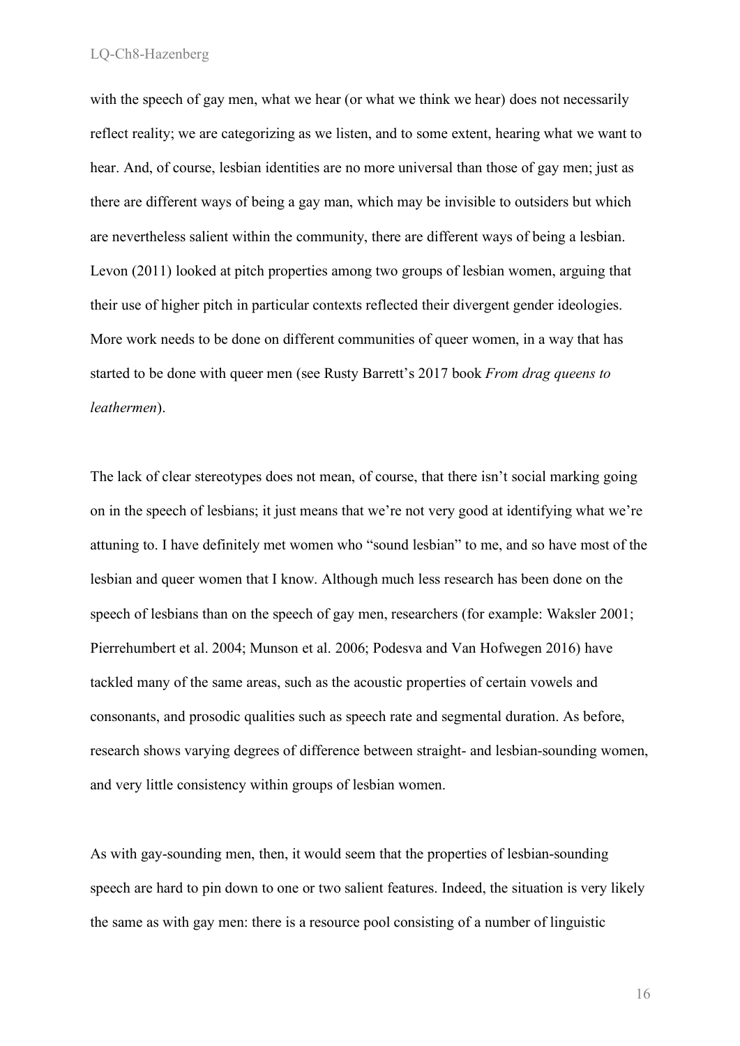with the speech of gay men, what we hear (or what we think we hear) does not necessarily reflect reality; we are categorizing as we listen, and to some extent, hearing what we want to hear. And, of course, lesbian identities are no more universal than those of gay men; just as there are different ways of being a gay man, which may be invisible to outsiders but which are nevertheless salient within the community, there are different ways of being a lesbian. Levon (2011) looked at pitch properties among two groups of lesbian women, arguing that their use of higher pitch in particular contexts reflected their divergent gender ideologies. More work needs to be done on different communities of queer women, in a way that has started to be done with queer men (see Rusty Barrett's 2017 book *From drag queens to leathermen*).

The lack of clear stereotypes does not mean, of course, that there isn't social marking going on in the speech of lesbians; it just means that we're not very good at identifying what we're attuning to. I have definitely met women who "sound lesbian" to me, and so have most of the lesbian and queer women that I know. Although much less research has been done on the speech of lesbians than on the speech of gay men, researchers (for example: Waksler 2001; Pierrehumbert et al. 2004; Munson et al. 2006; Podesva and Van Hofwegen 2016) have tackled many of the same areas, such as the acoustic properties of certain vowels and consonants, and prosodic qualities such as speech rate and segmental duration. As before, research shows varying degrees of difference between straight- and lesbian-sounding women, and very little consistency within groups of lesbian women.

As with gay-sounding men, then, it would seem that the properties of lesbian-sounding speech are hard to pin down to one or two salient features. Indeed, the situation is very likely the same as with gay men: there is a resource pool consisting of a number of linguistic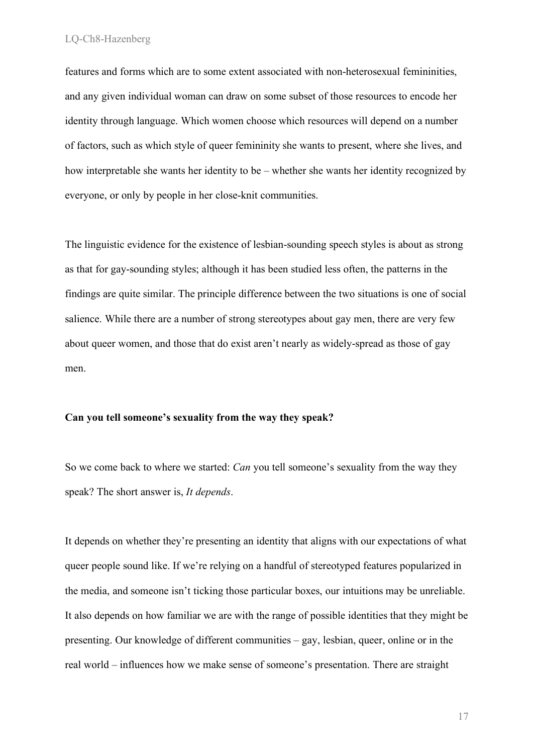features and forms which are to some extent associated with non-heterosexual femininities, and any given individual woman can draw on some subset of those resources to encode her identity through language. Which women choose which resources will depend on a number of factors, such as which style of queer femininity she wants to present, where she lives, and how interpretable she wants her identity to be – whether she wants her identity recognized by everyone, or only by people in her close-knit communities.

The linguistic evidence for the existence of lesbian-sounding speech styles is about as strong as that for gay-sounding styles; although it has been studied less often, the patterns in the findings are quite similar. The principle difference between the two situations is one of social salience. While there are a number of strong stereotypes about gay men, there are very few about queer women, and those that do exist aren't nearly as widely-spread as those of gay men.

**Can you tell someone's sexuality from the way they speak?**

So we come back to where we started: *Can* you tell someone's sexuality from the way they speak? The short answer is, *It depends*.

It depends on whether they're presenting an identity that aligns with our expectations of what queer people sound like. If we're relying on a handful of stereotyped features popularized in the media, and someone isn't ticking those particular boxes, our intuitions may be unreliable. It also depends on how familiar we are with the range of possible identities that they might be presenting. Our knowledge of different communities – gay, lesbian, queer, online or in the real world – influences how we make sense of someone's presentation. There are straight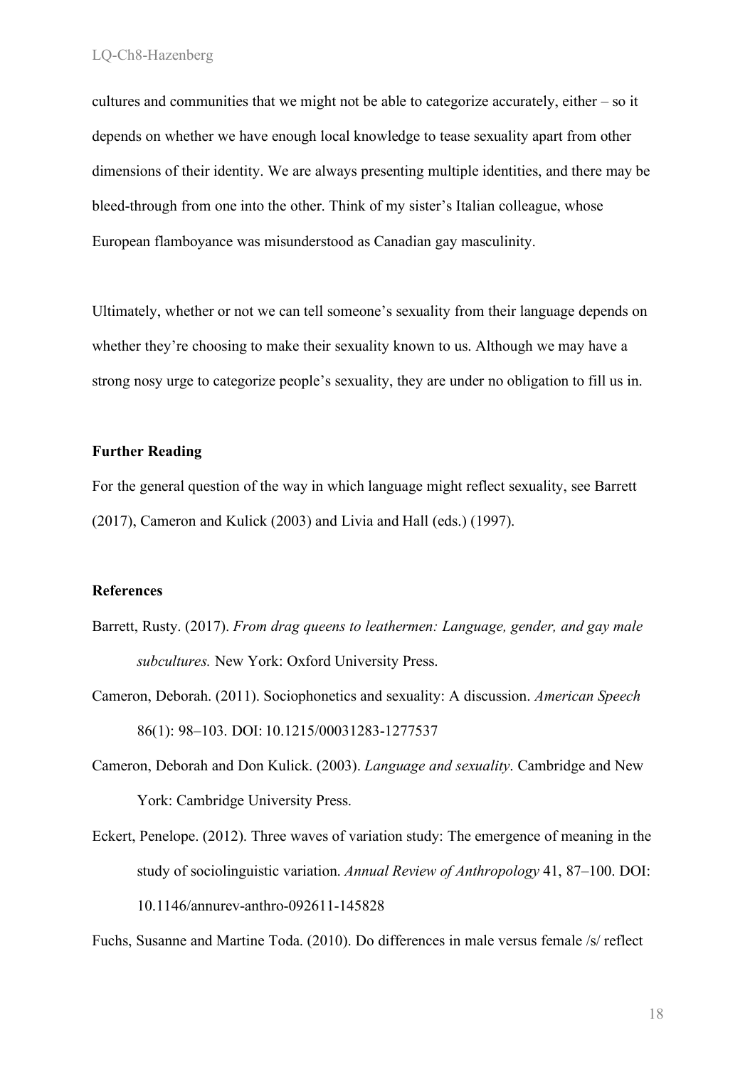cultures and communities that we might not be able to categorize accurately, either – so it depends on whether we have enough local knowledge to tease sexuality apart from other dimensions of their identity. We are always presenting multiple identities, and there may be bleed-through from one into the other. Think of my sister's Italian colleague, whose European flamboyance was misunderstood as Canadian gay masculinity.

Ultimately, whether or not we can tell someone's sexuality from their language depends on whether they're choosing to make their sexuality known to us. Although we may have a strong nosy urge to categorize people's sexuality, they are under no obligation to fill us in.

**Further Reading**

For the general question of the way in which language might reflect sexuality, see Barrett (2017), Cameron and Kulick (2003) and Livia and Hall (eds.) (1997).

**References**

Barrett, Rusty. (2017). *From drag queens to leathermen: Language, gender, and gay male subcultures.* New York: Oxford University Press.

Cameron, Deborah. (2011). Sociophonetics and sexuality: A discussion. *American Speech* 86(1): 98–103. DOI: 10.1215/00031283-1277537

Cameron, Deborah and Don Kulick. (2003). *Language and sexuality*. Cambridge and New York: Cambridge University Press.

Eckert, Penelope. (2012). Three waves of variation study: The emergence of meaning in the study of sociolinguistic variation. *Annual Review of Anthropology* 41, 87–100. DOI: 10.1146/annurev-anthro-092611-145828

Fuchs, Susanne and Martine Toda. (2010). Do differences in male versus female /s/ reflect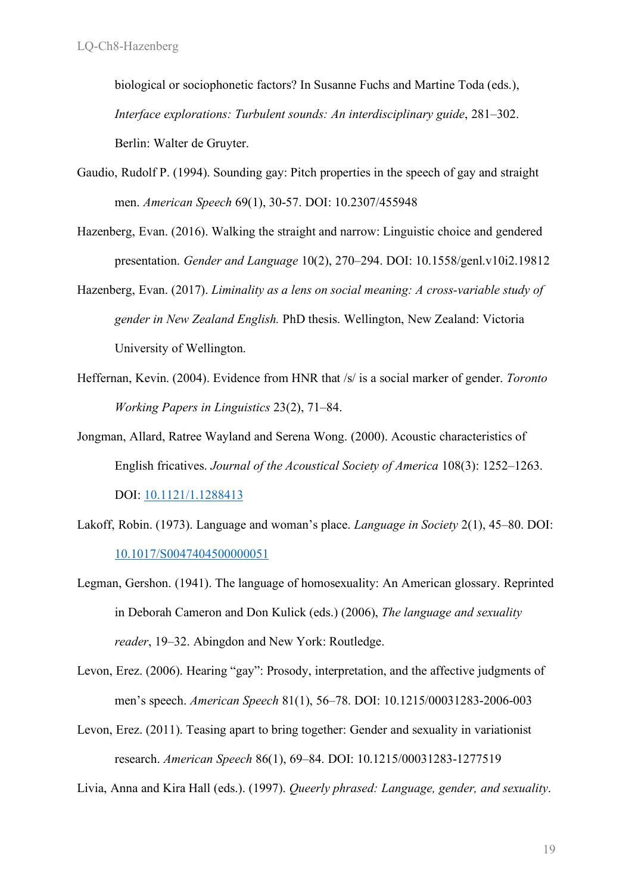biological or sociophonetic factors? In Susanne Fuchs and Martine Toda (eds.), *Interface explorations: Turbulent sounds: An interdisciplinary guide*, 281–302. Berlin: Walter de Gruyter.

Gaudio, Rudolf P. (1994). Sounding gay: Pitch properties in the speech of gay and straight men. *American Speech* 69(1), 30-57. DOI: 10.2307/455948

Hazenberg, Evan. (2016). Walking the straight and narrow: Linguistic choice and gendered presentation. *Gender and Language* 10(2), 270–294. DOI: 10.1558/genl.v10i2.19812

Hazenberg, Evan. (2017). *Liminality as a lens on social meaning: A cross-variable study of gender in New Zealand English.* PhD thesis. Wellington, New Zealand: Victoria University of Wellington.

Heffernan, Kevin. (2004). Evidence from HNR that /s/ is a social marker of gender. *Toronto Working Papers in Linguistics* 23(2), 71–84.

Jongman, Allard, Ratree Wayland and Serena Wong. (2000). Acoustic characteristics of English fricatives. *Journal of the Acoustical Society of America* 108(3): 1252–1263. DOI: 10.1121/1.1288413

Lakoff, Robin. (1973). Language and woman's place. *Language in Society* 2(1), 45–80. DOI: 10.1017/S0047404500000051

Legman, Gershon. (1941). The language of homosexuality: An American glossary. Reprinted in Deborah Cameron and Don Kulick (eds.) (2006), *The language and sexuality reader*, 19–32. Abingdon and New York: Routledge.

Levon, Erez. (2006). Hearing "gay": Prosody, interpretation, and the affective judgments of men's speech. *American Speech* 81(1), 56–78. DOI: 10.1215/00031283-2006-003

Levon, Erez. (2011). Teasing apart to bring together: Gender and sexuality in variationist research. *American Speech* 86(1), 69–84. DOI: 10.1215/00031283-1277519

Livia, Anna and Kira Hall (eds.). (1997). *Queerly phrased: Language, gender, and sexuality*.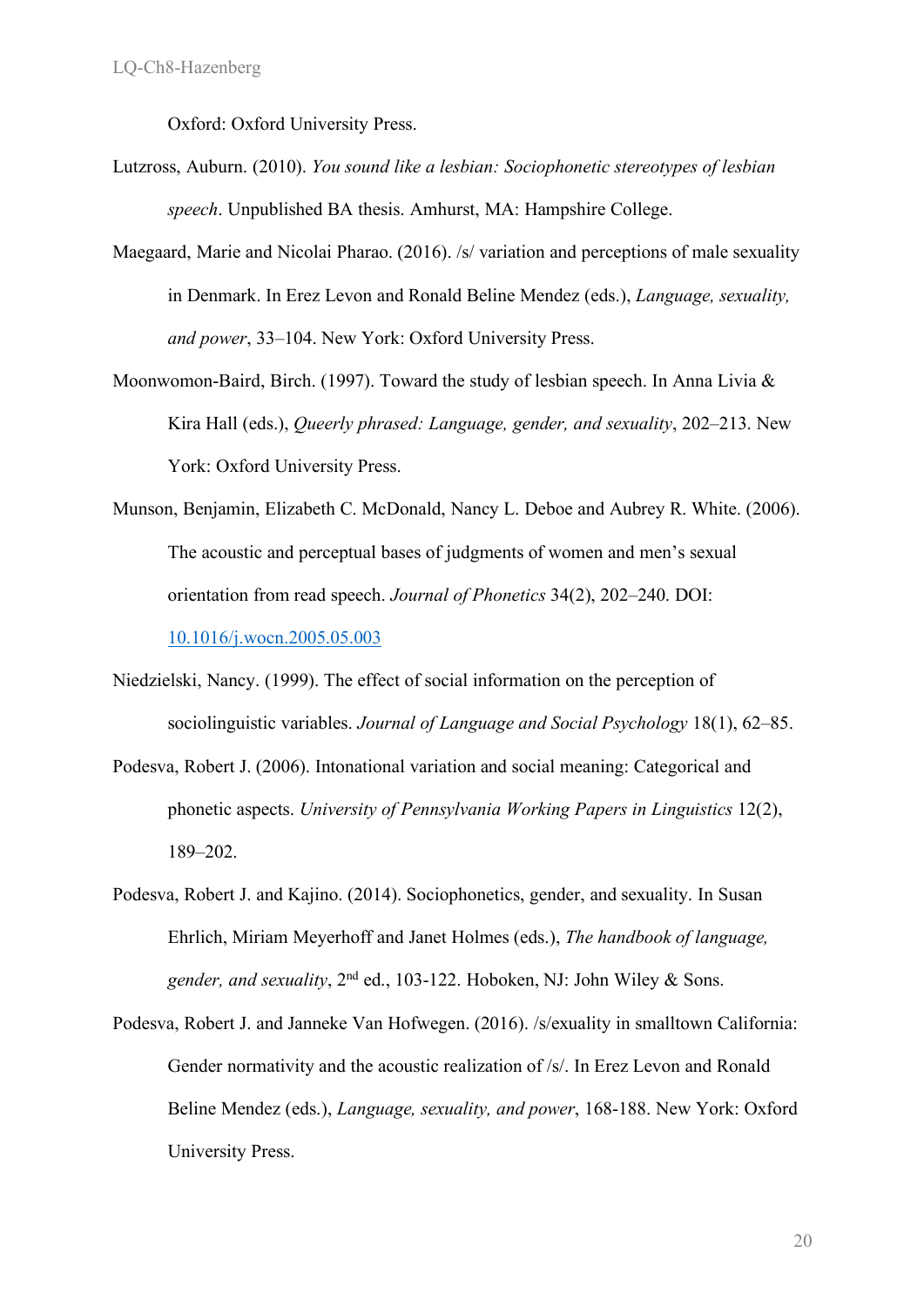Oxford: Oxford University Press.

Lutzross, Auburn. (2010). *You sound like a lesbian: Sociophonetic stereotypes of lesbian speech*. Unpublished BA thesis. Amhurst, MA: Hampshire College.

Maegaard, Marie and Nicolai Pharao. (2016). /s/ variation and perceptions of male sexuality in Denmark. In Erez Levon and Ronald Beline Mendez (eds.), *Language, sexuality, and power*, 33–104. New York: Oxford University Press.

Moonwomon-Baird, Birch. (1997). Toward the study of lesbian speech. In Anna Livia & Kira Hall (eds.), *Queerly phrased: Language, gender, and sexuality*, 202–213. New York: Oxford University Press.

Munson, Benjamin, Elizabeth C. McDonald, Nancy L. Deboe and Aubrey R. White. (2006). The acoustic and perceptual bases of judgments of women and men's sexual orientation from read speech. *Journal of Phonetics* 34(2), 202–240. DOI: [10.1016/j.wocn.2005.05.003](https://doi.org/10.1016/j.wocn.2005.05.003)

Niedzielski, Nancy. (1999). The effect of social information on the perception of sociolinguistic variables. *Journal of Language and Social Psychology* 18(1), 62–85.

Podesva, Robert J. (2006). Intonational variation and social meaning: Categorical and phonetic aspects. *University of Pennsylvania Working Papers in Linguistics* 12(2), 189–202.

Podesva, Robert J. and Kajino. (2014). Sociophonetics, gender, and sexuality. In Susan Ehrlich, Miriam Meyerhoff and Janet Holmes (eds.), *The handbook of language, gender, and sexuality*, 2nd ed., 103-122. Hoboken, NJ: John Wiley & Sons.

Podesva, Robert J. and Janneke Van Hofwegen. (2016). /s/exuality in smalltown California: Gender normativity and the acoustic realization of /s/. In Erez Levon and Ronald Beline Mendez (eds.), *Language, sexuality, and power*, 168-188. New York: Oxford University Press.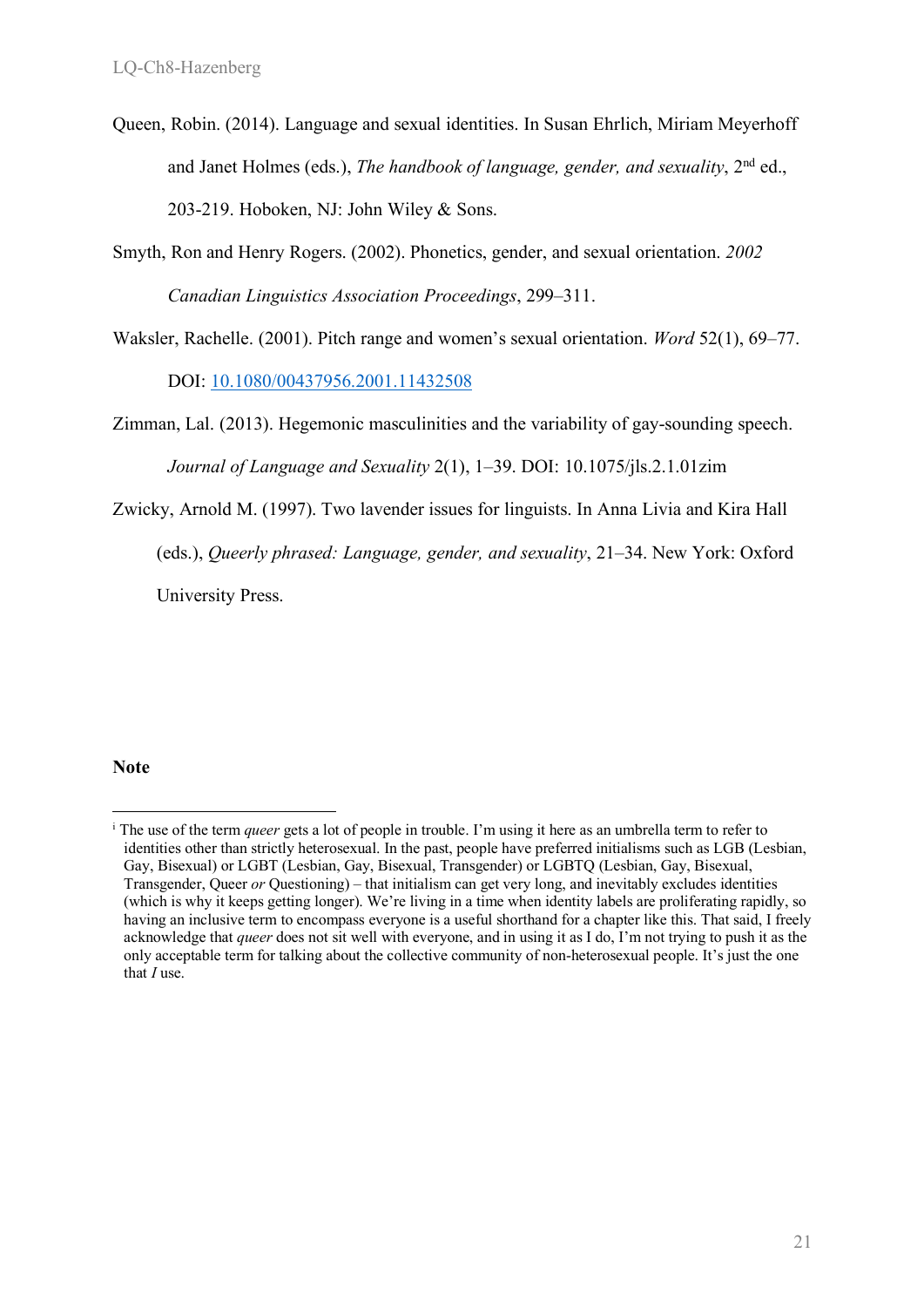Queen, Robin. (2014). Language and sexual identities. In Susan Ehrlich, Miriam Meyerhoff and Janet Holmes (eds.), *The handbook of language, gender, and sexuality*, 2nd ed., 203-219. Hoboken, NJ: John Wiley & Sons.

Smyth, Ron and Henry Rogers. (2002). Phonetics, gender, and sexual orientation. *2002 Canadian Linguistics Association Proceedings*, 299–311.

Waksler, Rachelle. (2001). Pitch range and women's sexual orientation. *Word* 52(1), 69–77. DOI: 10.1080/00437956.2001.11432508

Zimman, Lal. (2013). Hegemonic masculinities and the variability of gay-sounding speech. *Journal of Language and Sexuality* 2(1), 1–39. DOI: 10.1075/jls.2.1.01zim

Zwicky, Arnold M. (1997). Two lavender issues for linguists. In Anna Livia and Kira Hall (eds.), *Queerly phrased: Language, gender, and sexuality*, 21–34. New York: Oxford University Press.

**Note**

---

[i] The use of the term *queer* gets a lot of people in trouble. I'm using it here as an umbrella term to refer to identities other than strictly heterosexual. In the past, people have preferred initialisms such as LGB (Lesbian, Gay, Bisexual) or LGBT (Lesbian, Gay, Bisexual, Transgender) or LGBTQ (Lesbian, Gay, Bisexual, Transgender, Queer *or* Questioning) – that initialism can get very long, and inevitably excludes identities (which is why it keeps getting longer). We're living in a time when identity labels are proliferating rapidly, so having an inclusive term to encompass everyone is a useful shorthand for a chapter like this. That said, I freely acknowledge that *queer* does not sit well with everyone, and in using it as I do, I'm not trying to push it as the only acceptable term for talking about the collective community of non-heterosexual people. It's just the one that *I* use.